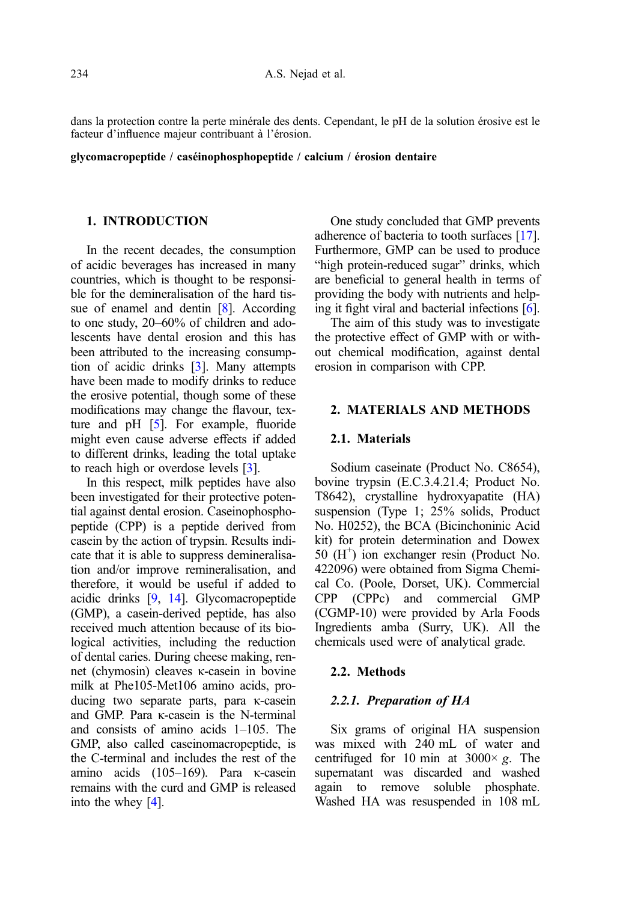dans la protection contre la perte minérale des dents. Cependant, le pH de la solution érosive est le facteur d'influence majeur contribuant à l'érosion.

**glycomacropeptide / caséinophosphopeptide / calcium / érosion dentaire**

## 1. INTRODUCTION

In the recent decades, the consumption of acidic beverages has increased in many countries, which is thought to be responsible for the demineralisation of the hard tissue of enamel and dentin [8]. According to one study, 20–60% of children and adolescents have dental erosion and this has been attributed to the increasing consumption of acidic drinks [3]. Many attempts have been made to modify drinks to reduce the erosive potential, though some of these modifications may change the flavour, texture and pH [5]. For example, fluoride might even cause adverse effects if added to different drinks, leading the total uptake to reach high or overdose levels [3].

In this respect, milk peptides have also been investigated for their protective potential against dental erosion. Caseinophosphopeptide (CPP) is a peptide derived from casein by the action of trypsin. Results indicate that it is able to suppress demineralisation and/or improve remineralisation, and therefore, it would be useful if added to acidic drinks [9, 14]. Glycomacropeptide (GMP), a casein-derived peptide, has also received much attention because of its biological activities, including the reduction of dental caries. During cheese making, rennet (chymosin) cleaves κ-casein in bovine milk at Phe105-Met106 amino acids, producing two separate parts, para κ-casein and GMP. Para κ-casein is the N-terminal and consists of amino acids 1–105. The GMP, also called caseinomacropeptide, is the C-terminal and includes the rest of the amino acids (105–169). Para κ-casein remains with the curd and GMP is released into the whey [4].

One study concluded that GMP prevents adherence of bacteria to tooth surfaces [17]. Furthermore, GMP can be used to produce "high protein-reduced sugar" drinks, which are beneficial to general health in terms of providing the body with nutrients and helping it fight viral and bacterial infections [6].

The aim of this study was to investigate the protective effect of GMP with or without chemical modification, against dental erosion in comparison with CPP.

## 2. MATERIALS AND METHODS

### 2.1. Materials

Sodium caseinate (Product No. C8654), bovine trypsin (E.C.3.4.21.4; Product No. T8642), crystalline hydroxyapatite (HA) suspension (Type 1; 25% solids, Product No. H0252), the BCA (Bicinchoninic Acid kit) for protein determination and Dowex 50 ($H^+$) ion exchanger resin (Product No. 422096) were obtained from Sigma Chemical Co. (Poole, Dorset, UK). Commercial CPP (CPPc) and commercial GMP (CGMP-10) were provided by Arla Foods Ingredients amba (Surry, UK). All the chemicals used were of analytical grade.

### 2.2. Methods

#### *2.2.1. Preparation of HA*

Six grams of original HA suspension was mixed with 240 mL of water and centrifuged for 10 min at 3000× *g*. The supernatant was discarded and washed again to remove soluble phosphate. Washed HA was resuspended in 108 mL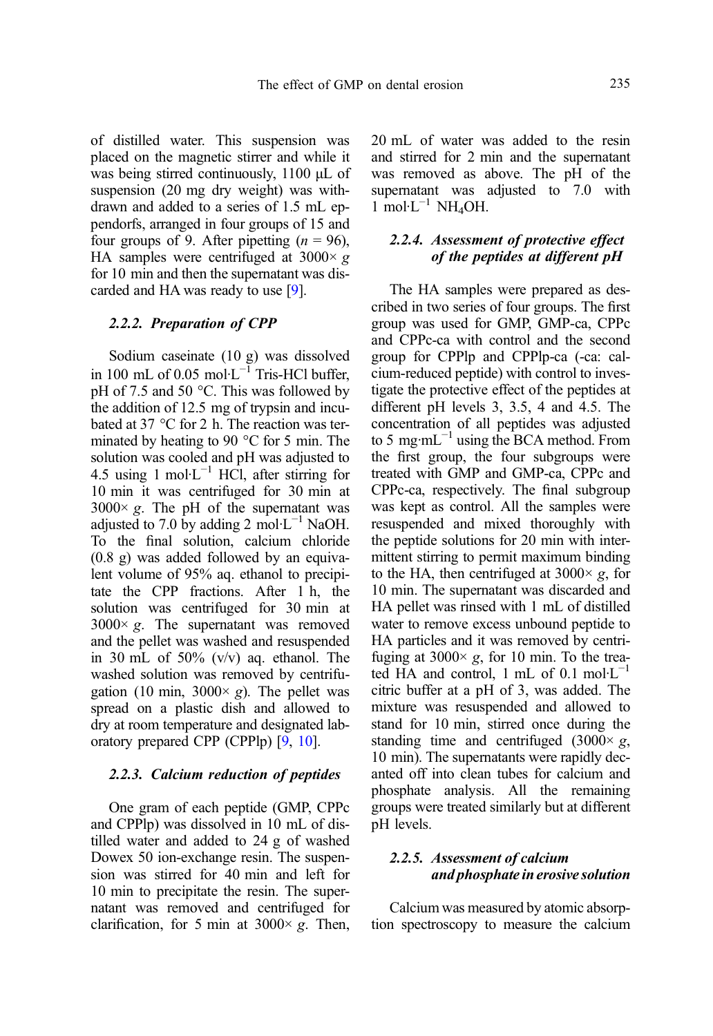of distilled water. This suspension was placed on the magnetic stirrer and while it was being stirred continuously, 1100 μL of suspension (20 mg dry weight) was withdrawn and added to a series of 1.5 mL ependorfs, arranged in four groups of 15 and four groups of 9. After pipetting ($n = 96$), HA samples were centrifuged at 3000× $g$ for 10 min and then the supernatant was discarded and HA was ready to use [9].

### 2.2.2. Preparation of CPP

Sodium caseinate (10 g) was dissolved in 100 mL of 0.05 $mol \cdot L^{-1}$ Tris-HCl buffer, pH of 7.5 and 50 °C. This was followed by the addition of 12.5 mg of trypsin and incubated at 37 °C for 2 h. The reaction was terminated by heating to 90 °C for 5 min. The solution was cooled and pH was adjusted to 4.5 using 1 $mol \cdot L^{-1}$ HCl, after stirring for 10 min it was centrifuged for 30 min at 3000× $g$. The pH of the supernatant was adjusted to 7.0 by adding 2 $mol \cdot L^{-1}$ NaOH. To the final solution, calcium chloride (0.8 g) was added followed by an equivalent volume of 95% aq. ethanol to precipitate the CPP fractions. After 1 h, the solution was centrifuged for 30 min at 3000× $g$. The supernatant was removed and the pellet was washed and resuspended in 30 mL of 50% (v/v) aq. ethanol. The washed solution was removed by centrifugation (10 min, 3000× $g$). The pellet was spread on a plastic dish and allowed to dry at room temperature and designated laboratory prepared CPP (CPPlp) [9, 10].

### 2.2.3. Calcium reduction of peptides

One gram of each peptide (GMP, CPPc and CPPlp) was dissolved in 10 mL of distilled water and added to 24 g of washed Dowex 50 ion-exchange resin. The suspension was stirred for 40 min and left for 10 min to precipitate the resin. The supernatant was removed and centrifuged for clarification, for 5 min at 3000× $g$. Then, 20 mL of water was added to the resin and stirred for 2 min and the supernatant was removed as above. The pH of the supernatant was adjusted to 7.0 with 1 $mol \cdot L^{-1}$ $NH_4OH$.

### 2.2.4. Assessment of protective effect of the peptides at different pH

The HA samples were prepared as described in two series of four groups. The first group was used for GMP, GMP-ca, CPPc and CPPc-ca with control and the second group for CPPlp and CPPlp-ca (-ca: calcium-reduced peptide) with control to investigate the protective effect of the peptides at different pH levels 3, 3.5, 4 and 4.5. The concentration of all peptides was adjusted to 5 $mg \cdot mL^{-1}$ using the BCA method. From the first group, the four subgroups were treated with GMP and GMP-ca, CPPc and CPPc-ca, respectively. The final subgroup was kept as control. All the samples were resuspended and mixed thoroughly with the peptide solutions for 20 min with intermittent stirring to permit maximum binding to the HA, then centrifuged at 3000× $g$, for 10 min. The supernatant was discarded and HA pellet was rinsed with 1 mL of distilled water to remove excess unbound peptide to HA particles and it was removed by centrifuging at 3000× $g$, for 10 min. To the treated HA and control, 1 mL of 0.1 $mol \cdot L^{-1}$ citric buffer at a pH of 3, was added. The mixture was resuspended and allowed to stand for 10 min, stirred once during the standing time and centrifuged (3000× $g$, 10 min). The supernatants were rapidly decanted off into clean tubes for calcium and phosphate analysis. All the remaining groups were treated similarly but at different pH levels.

### 2.2.5. Assessment of calcium and phosphate in erosive solution

Calcium was measured by atomic absorption spectroscopy to measure the calcium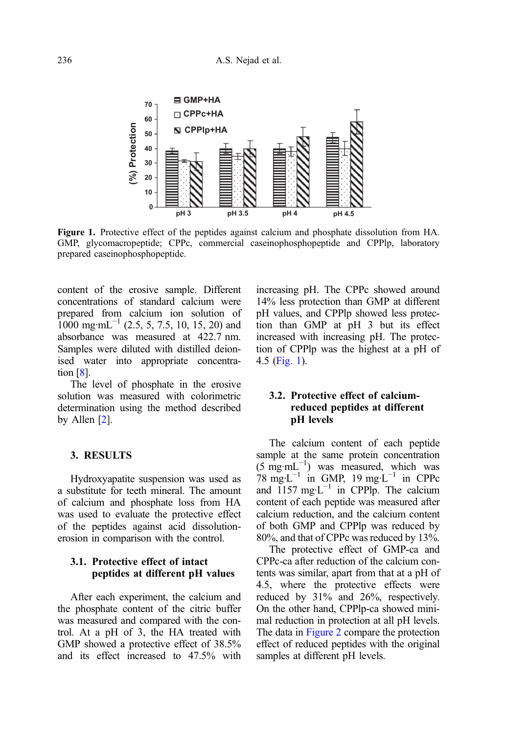Figure 1. Protective effect of the peptides against calcium and phosphate dissolution from HA. GMP, glycomacropeptide; CPPc, commercial caseinophosphopeptide and CPPlp, laboratory prepared caseinophosphopeptide.

content of the erosive sample. Different concentrations of standard calcium were prepared from calcium ion solution of 1000 $mg \cdot mL^{-1}$ (2.5, 5, 7.5, 10, 15, 20) and absorbance was measured at 422.7 nm. Samples were diluted with distilled deionised water into appropriate concentration [8].

The level of phosphate in the erosive solution was measured with colorimetric determination using the method described by Allen [2].

## 3. RESULTS

Hydroxyapatite suspension was used as a substitute for teeth mineral. The amount of calcium and phosphate loss from HA was used to evaluate the protective effect of the peptides against acid dissolution-erosion in comparison with the control.

### 3.1. Protective effect of intact peptides at different pH values

After each experiment, the calcium and the phosphate content of the citric buffer was measured and compared with the control. At a pH of 3, the HA treated with GMP showed a protective effect of 38.5% and its effect increased to 47.5% with increasing pH. The CPPc showed around 14% less protection than GMP at different pH values, and CPPlp showed less protection than GMP at pH 3 but its effect increased with increasing pH. The protection of CPPlp was the highest at a pH of 4.5 (Fig. 1).

### 3.2. Protective effect of calcium-reduced peptides at different pH levels

The calcium content of each peptide sample at the same protein concentration (5 $mg \cdot mL^{-1}$) was measured, which was 78 $mg \cdot L^{-1}$ in GMP, 19 $mg \cdot L^{-1}$ in CPPc and 1157 $mg \cdot L^{-1}$ in CPPlp. The calcium content of each peptide was measured after calcium reduction, and the calcium content of both GMP and CPPlp was reduced by 80%, and that of CPPc was reduced by 13%.

The protective effect of GMP-ca and CPPc-ca after reduction of the calcium contents was similar, apart from that at a pH of 4.5, where the protective effects were reduced by 31% and 26%, respectively. On the other hand, CPPlp-ca showed minimal reduction in protection at all pH levels. The data in Figure 2 compare the protection effect of reduced peptides with the original samples at different pH levels.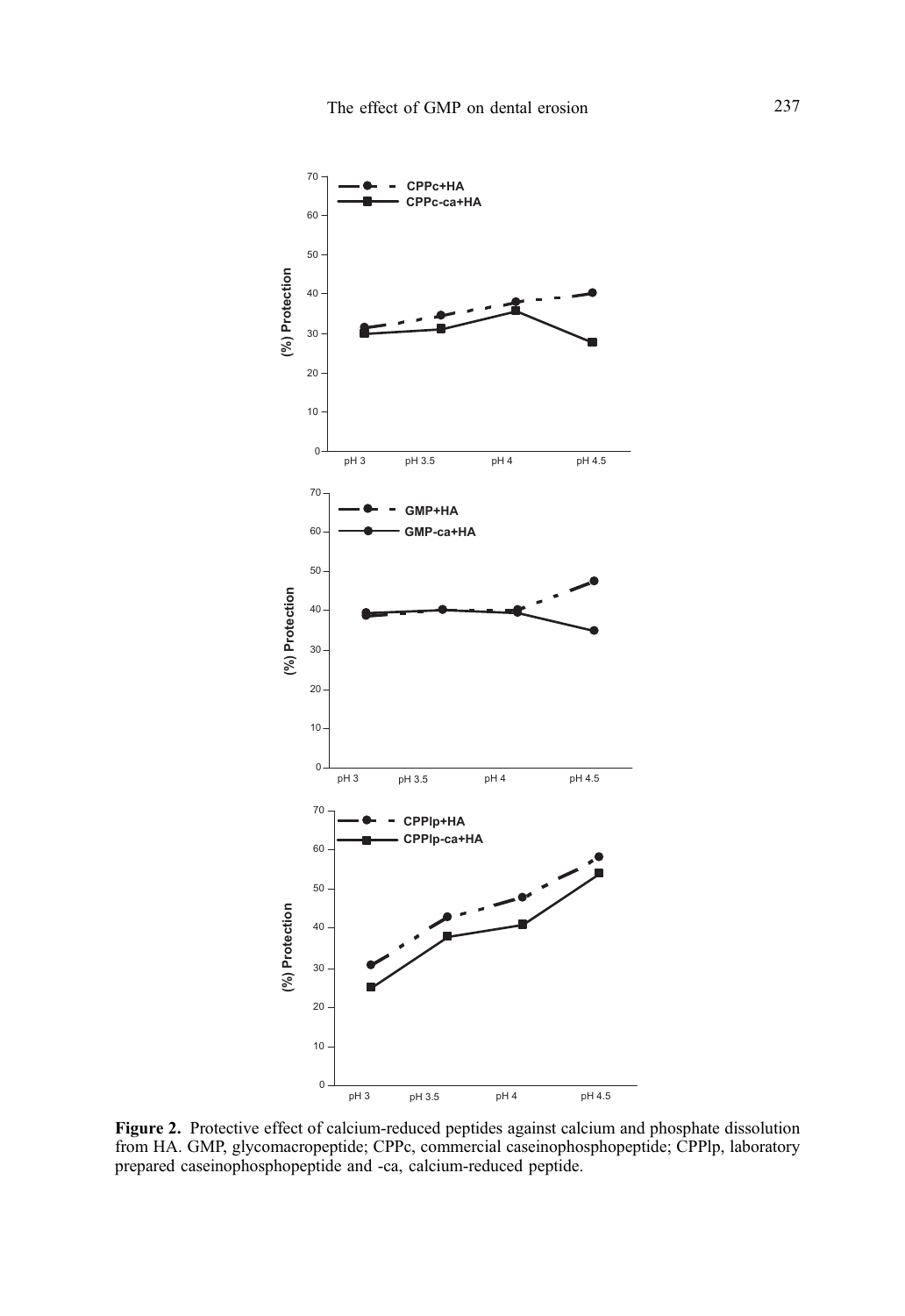**Figure 2.** Protective effect of calcium-reduced peptides against calcium and phosphate dissolution from HA. GMP, glycomacropeptide; CPPc, commercial caseinophosphopeptide; CPPlp, laboratory prepared caseinophosphopeptide and -ca, calcium-reduced peptide.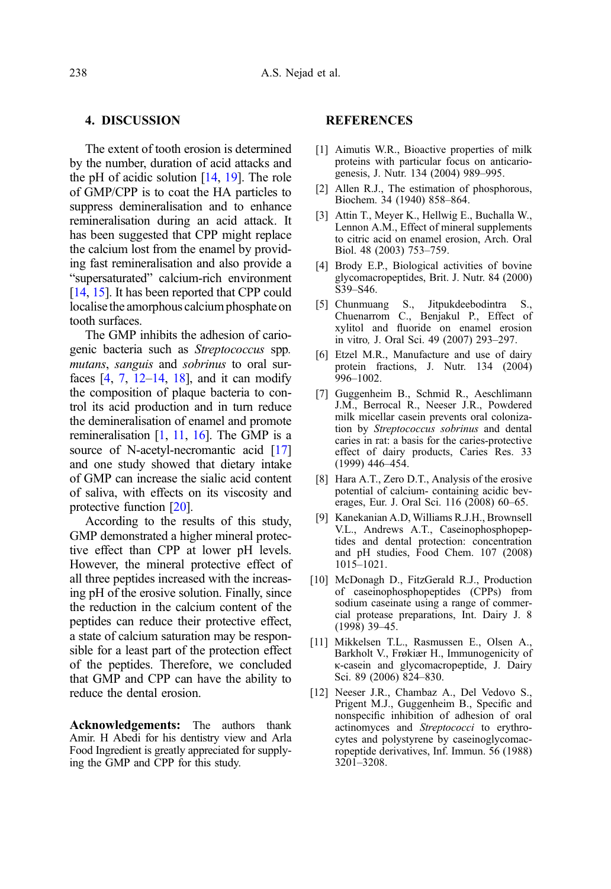## 4. DISCUSSION

The extent of tooth erosion is determined by the number, duration of acid attacks and the pH of acidic solution [14, 19]. The role of GMP/CPP is to coat the HA particles to suppress demineralisation and to enhance remineralisation during an acid attack. It has been suggested that CPP might replace the calcium lost from the enamel by providing fast remineralisation and also provide a "supersaturated" calcium-rich environment [14, 15]. It has been reported that CPP could localise the amorphous calcium phosphate on tooth surfaces.

The GMP inhibits the adhesion of cariogenic bacteria such as *Streptococcus* spp. *mutans*, *sanguis* and *sobrinus* to oral surfaces [4, 7, 12–14, 18], and it can modify the composition of plaque bacteria to control its acid production and in turn reduce the demineralisation of enamel and promote remineralisation [1, 11, 16]. The GMP is a source of N-acetyl-necromantic acid [17] and one study showed that dietary intake of GMP can increase the sialic acid content of saliva, with effects on its viscosity and protective function [20].

According to the results of this study, GMP demonstrated a higher mineral protective effect than CPP at lower pH levels. However, the mineral protective effect of all three peptides increased with the increasing pH of the erosive solution. Finally, since the reduction in the calcium content of the peptides can reduce their protective effect, a state of calcium saturation may be responsible for a least part of the protection effect of the peptides. Therefore, we concluded that GMP and CPP can have the ability to reduce the dental erosion.

**Acknowledgements:** The authors thank Amir. H Abedi for his dentistry view and Arla Food Ingredient is greatly appreciated for supplying the GMP and CPP for this study.

## REFERENCES

[1] Aimutis W.R., Bioactive properties of milk proteins with particular focus on anticariogenesis, J. Nutr. 134 (2004) 989–995.

[2] Allen R.J., The estimation of phosphorous, Biochem. 34 (1940) 858–864.

[3] Attin T., Meyer K., Hellwig E., Buchalla W., Lennon A.M., Effect of mineral supplements to citric acid on enamel erosion, Arch. Oral Biol. 48 (2003) 753–759.

[4] Brody E.P., Biological activities of bovine glycomacropeptides, Brit. J. Nutr. 84 (2000) S39–S46.

[5] Chunmuang S., Jitpukdeebodintra S., Chuenarrom C., Benjakul P., Effect of xylitol and fluoride on enamel erosion in vitro*,* J. Oral Sci. 49 (2007) 293–297.

[6] Etzel M.R., Manufacture and use of dairy protein fractions, J. Nutr. 134 (2004) 996–1002.

[7] Guggenheim B., Schmid R., Aeschlimann J.M., Berrocal R., Neeser J.R., Powdered milk micellar casein prevents oral colonization by *Streptococcus sobrinus* and dental caries in rat: a basis for the caries-protective effect of dairy products, Caries Res. 33 (1999) 446–454.

[8] Hara A.T., Zero D.T., Analysis of the erosive potential of calcium- containing acidic beverages, Eur. J. Oral Sci. 116 (2008) 60–65.

[9] Kanekanian A.D, Williams R.J.H., Brownsell V.L., Andrews A.T., Caseinophosphopeptides and dental protection: concentration and pH studies, Food Chem. 107 (2008) 1015–1021.

[10] McDonagh D., FitzGerald R.J., Production of caseinophosphopeptides (CPPs) from sodium caseinate using a range of commercial protease preparations, Int. Dairy J. 8 (1998) 39–45.

[11] Mikkelsen T.L., Rasmussen E., Olsen A., Barkholt V., Frøkiær H., Immunogenicity of κ-casein and glycomacropeptide, J. Dairy Sci. 89 (2006) 824–830.

[12] Neeser J.R., Chambaz A., Del Vedovo S., Prigent M.J., Guggenheim B., Specific and nonspecific inhibition of adhesion of oral actinomyces and *Streptococci* to erythrocytes and polystyrene by caseinoglycomacropeptide derivatives, Inf. Immun. 56 (1988) 3201–3208.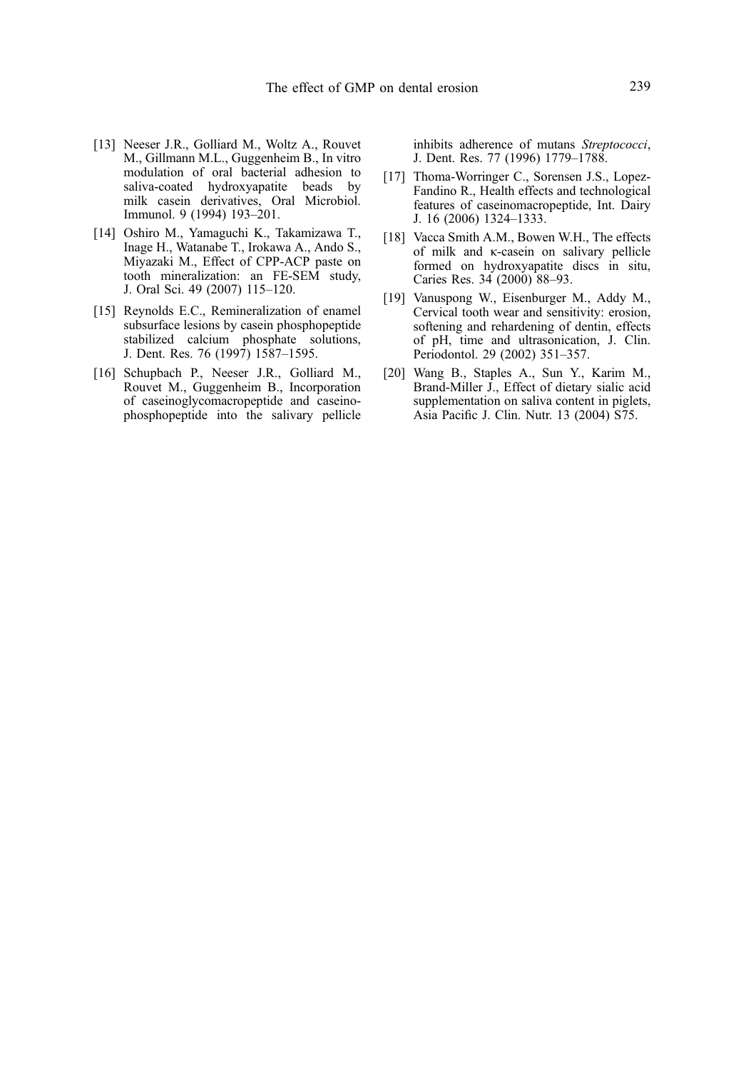[13] Neeser J.R., Golliard M., Woltz A., Rouvet M., Gillmann M.L., Guggenheim B., In vitro modulation of oral bacterial adhesion to saliva-coated hydroxyapatite beads by milk casein derivatives, Oral Microbiol. Immunol. 9 (1994) 193–201.

[14] Oshiro M., Yamaguchi K., Takamizawa T., Inage H., Watanabe T., Irokawa A., Ando S., Miyazaki M., Effect of CPP-ACP paste on tooth mineralization: an FE-SEM study, J. Oral Sci. 49 (2007) 115–120.

[15] Reynolds E.C., Remineralization of enamel subsurface lesions by casein phosphopeptide stabilized calcium phosphate solutions, J. Dent. Res. 76 (1997) 1587–1595.

[16] Schupbach P., Neeser J.R., Golliard M., Rouvet M., Guggenheim B., Incorporation of caseinoglycomacropeptide and caseinophosphopeptide into the salivary pellicle inhibits adherence of mutans *Streptococci*, J. Dent. Res. 77 (1996) 1779–1788.

[17] Thoma-Worringer C., Sorensen J.S., Lopez-Fandino R., Health effects and technological features of caseinomacropeptide, Int. Dairy J. 16 (2006) 1324–1333.

[18] Vacca Smith A.M., Bowen W.H., The effects of milk and κ-casein on salivary pellicle formed on hydroxyapatite discs in situ, Caries Res. 34 (2000) 88–93.

[19] Vanuspong W., Eisenburger M., Addy M., Cervical tooth wear and sensitivity: erosion, softening and rehardening of dentin, effects of pH, time and ultrasonication, J. Clin. Periodontol. 29 (2002) 351–357.

[20] Wang B., Staples A., Sun Y., Karim M., Brand-Miller J., Effect of dietary sialic acid supplementation on saliva content in piglets, Asia Pacific J. Clin. Nutr. 13 (2004) S75.